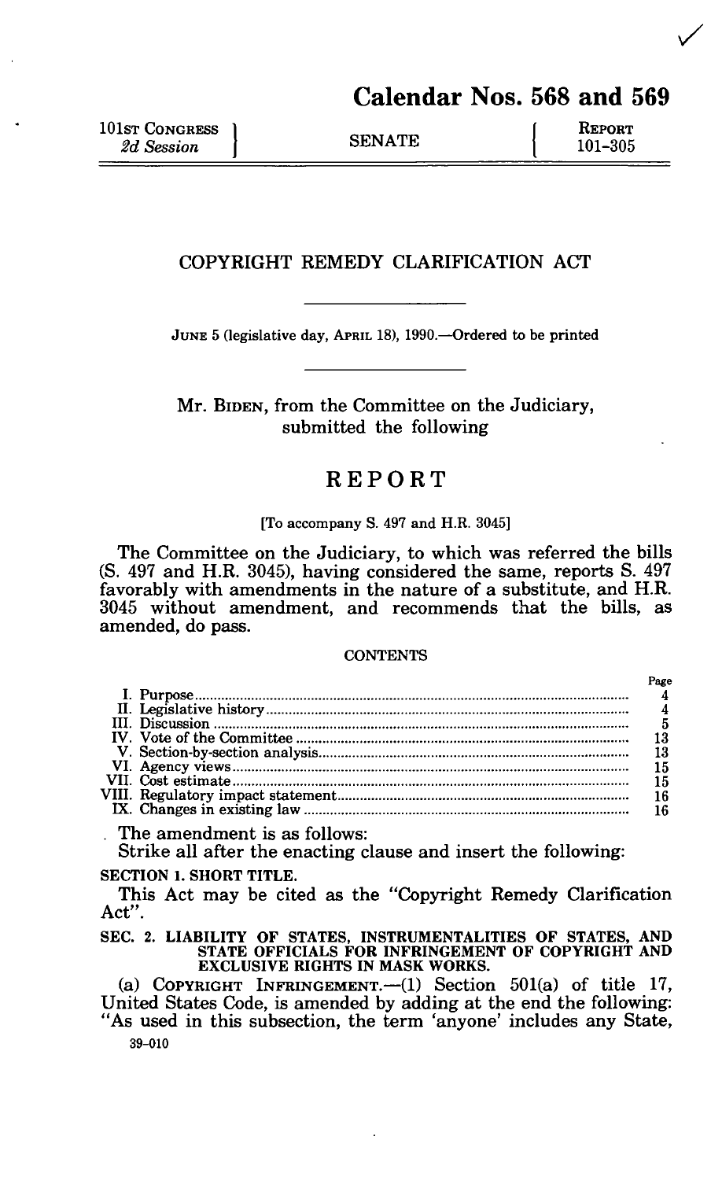# Calendar Nos. 568 and 569

| 101ST CONGRESS *2d Session* | SENATE | REPORT 101–305 |
|---|---|---|

## COPYRIGHT REMEDY CLARIFICATION ACT

JUNE 5 (legislative day, APRIL 18), 1990.—Ordered to be printed

Mr. BIDEN, from the Committee on the Judiciary, submitted the following

## REPORT

[To accompany S. 497 and H.R. 3045]

The Committee on the Judiciary, to which was referred the bills (S. 497 and H.R. 3045), having considered the same, reports S. 497 favorably with amendments in the nature of a substitute, and H.R. 3045 without amendment, and recommends that the bills, as amended, do pass.

CONTENTS

| | Page |
|---|---|
| I. Purpose | 4 |
| II. Legislative history | 4 |
| III. Discussion | 5 |
| IV. Vote of the Committee | 13 |
| V. Section-by-section analysis | 13 |
| VI. Agency views | 15 |
| VII. Cost estimate | 15 |
| VIII. Regulatory impact statement | 16 |
| IX. Changes in existing law | 16 |

The amendment is as follows:

Strike all after the enacting clause and insert the following:

**SECTION 1. SHORT TITLE.**

This Act may be cited as the "Copyright Remedy Clarification Act".

**SEC. 2. LIABILITY OF STATES, INSTRUMENTALITIES OF STATES, AND STATE OFFICIALS FOR INFRINGEMENT OF COPYRIGHT AND EXCLUSIVE RIGHTS IN MASK WORKS.**

(a) COPYRIGHT INFRINGEMENT.—(1) Section 501(a) of title 17, United States Code, is amended by adding at the end the following: "As used in this subsection, the term 'anyone' includes any State,

39–010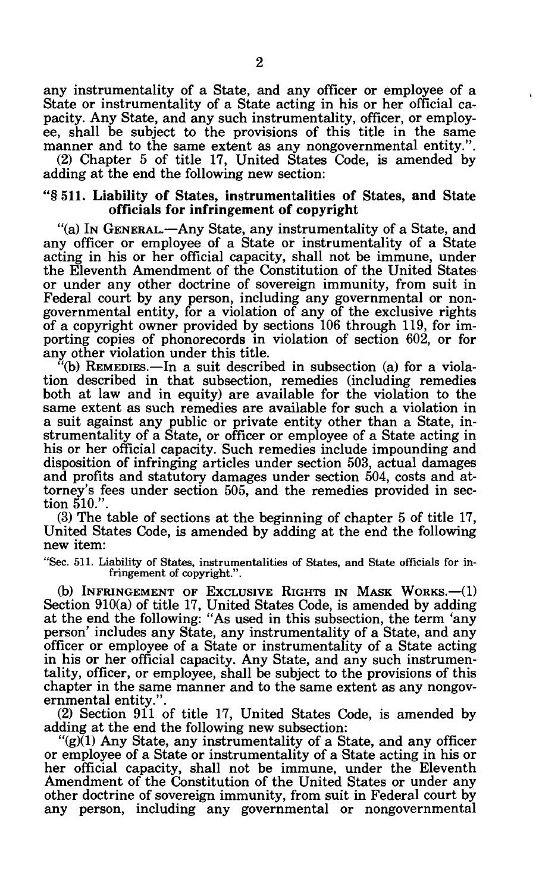any instrumentality of a State, and any officer or employee of a State or instrumentality of a State acting in his or her official capacity. Any State, and any such instrumentality, officer, or employee, shall be subject to the provisions of this title in the same manner and to the same extent as any nongovernmental entity.".

(2) Chapter 5 of title 17, United States Code, is amended by adding at the end the following new section:

**"§ 511. Liability of States, instrumentalities of States, and State officials for infringement of copyright**

"(a) IN GENERAL.—Any State, any instrumentality of a State, and any officer or employee of a State or instrumentality of a State acting in his or her official capacity, shall not be immune, under the Eleventh Amendment of the Constitution of the United States or under any other doctrine of sovereign immunity, from suit in Federal court by any person, including any governmental or nongovernmental entity, for a violation of any of the exclusive rights of a copyright owner provided by sections 106 through 119, for importing copies of phonorecords in violation of section 602, or for any other violation under this title.

"(b) REMEDIES.—In a suit described in subsection (a) for a violation described in that subsection, remedies (including remedies both at law and in equity) are available for the violation to the same extent as such remedies are available for such a violation in a suit against any public or private entity other than a State, instrumentality of a State, or officer or employee of a State acting in his or her official capacity. Such remedies include impounding and disposition of infringing articles under section 503, actual damages and profits and statutory damages under section 504, costs and attorney's fees under section 505, and the remedies provided in section 510.".

(3) The table of sections at the beginning of chapter 5 of title 17, United States Code, is amended by adding at the end the following new item:

"Sec. 511. Liability of States, instrumentalities of States, and State officials for infringement of copyright.".

(b) INFRINGEMENT OF EXCLUSIVE RIGHTS IN MASK WORKS.—(1) Section 910(a) of title 17, United States Code, is amended by adding at the end the following: "As used in this subsection, the term 'any person' includes any State, any instrumentality of a State, and any officer or employee of a State or instrumentality of a State acting in his or her official capacity. Any State, and any such instrumentality, officer, or employee, shall be subject to the provisions of this chapter in the same manner and to the same extent as any nongovernmental entity.".

(2) Section 911 of title 17, United States Code, is amended by adding at the end the following new subsection:

"(g)(1) Any State, any instrumentality of a State, and any officer or employee of a State or instrumentality of a State acting in his or her official capacity, shall not be immune, under the Eleventh Amendment of the Constitution of the United States or under any other doctrine of sovereign immunity, from suit in Federal court by any person, including any governmental or nongovernmental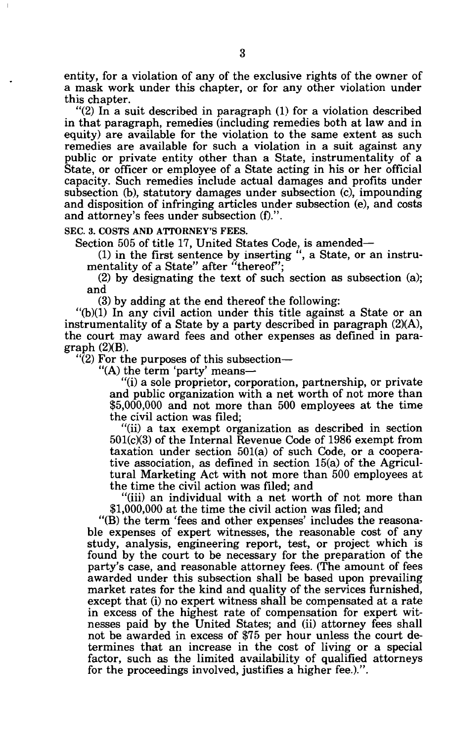entity, for a violation of any of the exclusive rights of the owner of a mask work under this chapter, or for any other violation under this chapter.

"(2) In a suit described in paragraph (1) for a violation described in that paragraph, remedies (including remedies both at law and in equity) are available for the violation to the same extent as such remedies are available for such a violation in a suit against any public or private entity other than a State, instrumentality of a State, or officer or employee of a State acting in his or her official capacity. Such remedies include actual damages and profits under subsection (b), statutory damages under subsection (c), impounding and disposition of infringing articles under subsection (e), and costs and attorney's fees under subsection (f).".

**SEC. 3. COSTS AND ATTORNEY'S FEES.**

Section 505 of title 17, United States Code, is amended—

(1) in the first sentence by inserting ", a State, or an instrumentality of a State" after "thereof";

(2) by designating the text of such section as subsection (a); and

(3) by adding at the end thereof the following:

"(b)(1) In any civil action under this title against a State or an instrumentality of a State by a party described in paragraph (2)(A), the court may award fees and other expenses as defined in paragraph (2)(B).

"(2) For the purposes of this subsection—

"(A) the term 'party' means—

"(i) a sole proprietor, corporation, partnership, or private and public organization with a net worth of not more than $5,000,000 and not more than 500 employees at the time the civil action was filed;

"(ii) a tax exempt organization as described in section 501(c)(3) of the Internal Revenue Code of 1986 exempt from taxation under section 501(a) of such Code, or a cooperative association, as defined in section 15(a) of the Agricultural Marketing Act with not more than 500 employees at the time the civil action was filed; and

"(iii) an individual with a net worth of not more than $1,000,000 at the time the civil action was filed; and

"(B) the term 'fees and other expenses' includes the reasonable expenses of expert witnesses, the reasonable cost of any study, analysis, engineering report, test, or project which is found by the court to be necessary for the preparation of the party's case, and reasonable attorney fees. (The amount of fees awarded under this subsection shall be based upon prevailing market rates for the kind and quality of the services furnished, except that (i) no expert witness shall be compensated at a rate in excess of the highest rate of compensation for expert witnesses paid by the United States; and (ii) attorney fees shall not be awarded in excess of $75 per hour unless the court determines that an increase in the cost of living or a special factor, such as the limited availability of qualified attorneys for the proceedings involved, justifies a higher fee.).".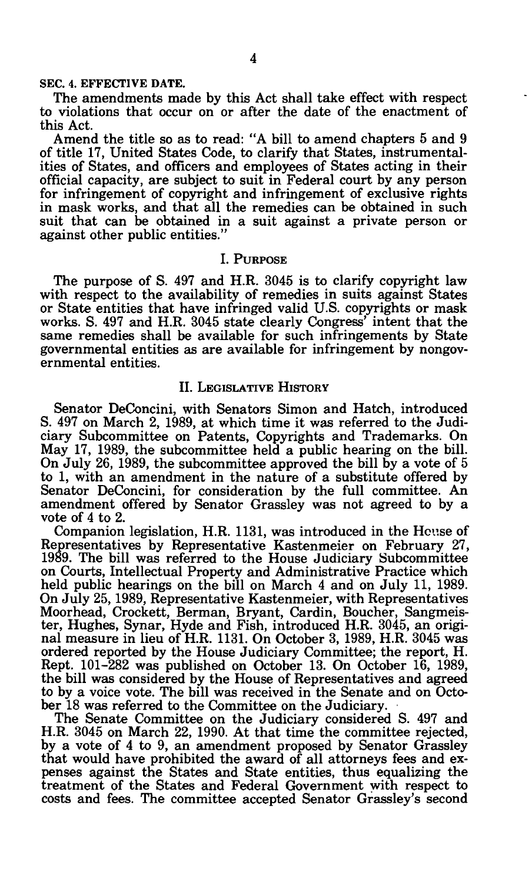**SEC. 4. EFFECTIVE DATE.**

The amendments made by this Act shall take effect with respect to violations that occur on or after the date of the enactment of this Act.

Amend the title so as to read: "A bill to amend chapters 5 and 9 of title 17, United States Code, to clarify that States, instrumentalities of States, and officers and employees of States acting in their official capacity, are subject to suit in Federal court by any person for infringement of copyright and infringement of exclusive rights in mask works, and that all the remedies can be obtained in such suit that can be obtained in a suit against a private person or against other public entities."

## I. PURPOSE

The purpose of S. 497 and H.R. 3045 is to clarify copyright law with respect to the availability of remedies in suits against States or State entities that have infringed valid U.S. copyrights or mask works. S. 497 and H.R. 3045 state clearly Congress' intent that the same remedies shall be available for such infringements by State governmental entities as are available for infringement by nongovernmental entities.

## II. LEGISLATIVE HISTORY

Senator DeConcini, with Senators Simon and Hatch, introduced S. 497 on March 2, 1989, at which time it was referred to the Judiciary Subcommittee on Patents, Copyrights and Trademarks. On May 17, 1989, the subcommittee held a public hearing on the bill. On July 26, 1989, the subcommittee approved the bill by a vote of 5 to 1, with an amendment in the nature of a substitute offered by Senator DeConcini, for consideration by the full committee. An amendment offered by Senator Grassley was not agreed to by a vote of 4 to 2.

Companion legislation, H.R. 1131, was introduced in the House of Representatives by Representative Kastenmeier on February 27, 1989. The bill was referred to the House Judiciary Subcommittee on Courts, Intellectual Property and Administrative Practice which held public hearings on the bill on March 4 and on July 11, 1989. On July 25, 1989, Representative Kastenmeier, with Representatives Moorhead, Crockett, Berman, Bryant, Cardin, Boucher, Sangmeister, Hughes, Synar, Hyde and Fish, introduced H.R. 3045, an original measure in lieu of H.R. 1131. On October 3, 1989, H.R. 3045 was ordered reported by the House Judiciary Committee; the report, H. Rept. 101-282 was published on October 13. On October 16, 1989, the bill was considered by the House of Representatives and agreed to by a voice vote. The bill was received in the Senate and on October 18 was referred to the Committee on the Judiciary.

The Senate Committee on the Judiciary considered S. 497 and H.R. 3045 on March 22, 1990. At that time the committee rejected, by a vote of 4 to 9, an amendment proposed by Senator Grassley that would have prohibited the award of all attorneys fees and expenses against the States and State entities, thus equalizing the treatment of the States and Federal Government with respect to costs and fees. The committee accepted Senator Grassley's second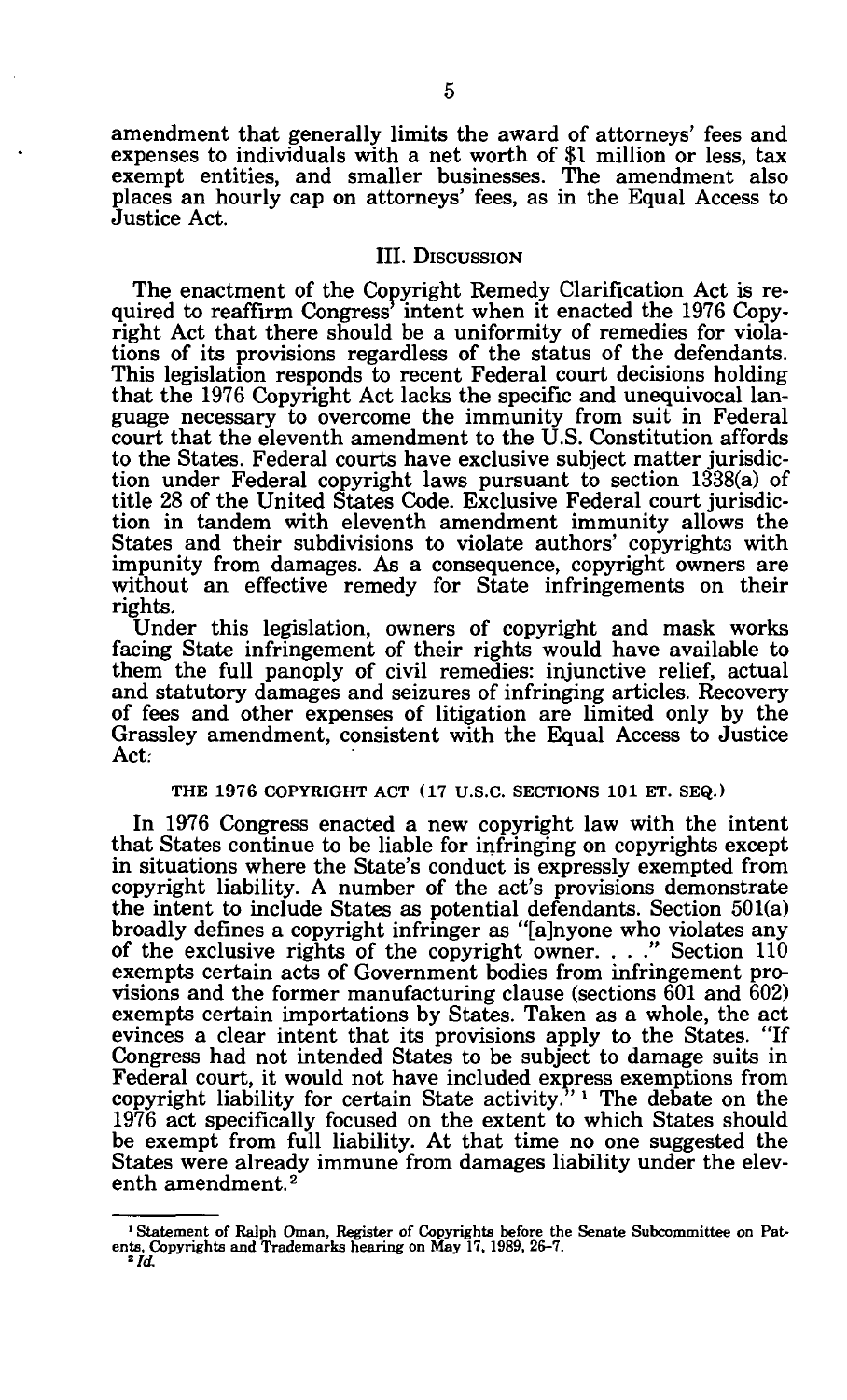amendment that generally limits the award of attorneys' fees and expenses to individuals with a net worth of $1 million or less, tax exempt entities, and smaller businesses. The amendment also places an hourly cap on attorneys' fees, as in the Equal Access to Justice Act.

## III. Discussion

The enactment of the Copyright Remedy Clarification Act is required to reaffirm Congress' intent when it enacted the 1976 Copyright Act that there should be a uniformity of remedies for violations of its provisions regardless of the status of the defendants. This legislation responds to recent Federal court decisions holding that the 1976 Copyright Act lacks the specific and unequivocal language necessary to overcome the immunity from suit in Federal court that the eleventh amendment to the U.S. Constitution affords to the States. Federal courts have exclusive subject matter jurisdiction under Federal copyright laws pursuant to section 1338(a) of title 28 of the United States Code. Exclusive Federal court jurisdiction in tandem with eleventh amendment immunity allows the States and their subdivisions to violate authors' copyrights with impunity from damages. As a consequence, copyright owners are without an effective remedy for State infringements on their rights.

Under this legislation, owners of copyright and mask works facing State infringement of their rights would have available to them the full panoply of civil remedies: injunctive relief, actual and statutory damages and seizures of infringing articles. Recovery of fees and other expenses of litigation are limited only by the Grassley amendment, consistent with the Equal Access to Justice Act.

### THE 1976 COPYRIGHT ACT (17 U.S.C. SECTIONS 101 ET. SEQ.)

In 1976 Congress enacted a new copyright law with the intent that States continue to be liable for infringing on copyrights except in situations where the State's conduct is expressly exempted from copyright liability. A number of the act's provisions demonstrate the intent to include States as potential defendants. Section 501(a) broadly defines a copyright infringer as "[a]nyone who violates any of the exclusive rights of the copyright owner. . . ." Section 110 exempts certain acts of Government bodies from infringement provisions and the former manufacturing clause (sections 601 and 602) exempts certain importations by States. Taken as a whole, the act evinces a clear intent that its provisions apply to the States. "If Congress had not intended States to be subject to damage suits in Federal court, it would not have included express exemptions from copyright liability for certain State activity."[1] The debate on the 1976 act specifically focused on the extent to which States should be exempt from full liability. At that time no one suggested the States were already immune from damages liability under the eleventh amendment.[2]

---

[1] Statement of Ralph Oman, Register of Copyrights before the Senate Subcommittee on Patents, Copyrights and Trademarks hearing on May 17, 1989, 26-7.

[2] *Id.*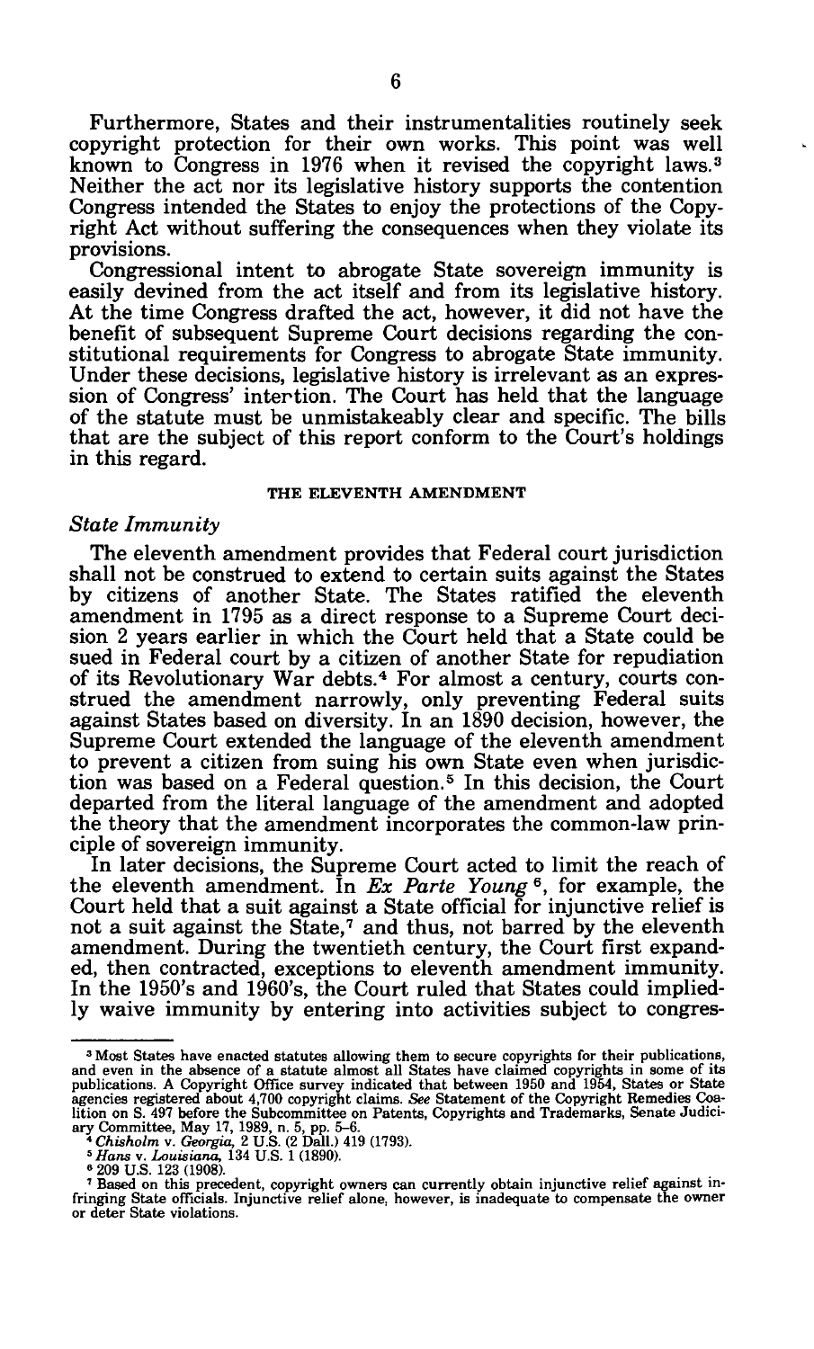Furthermore, States and their instrumentalities routinely seek copyright protection for their own works. This point was well known to Congress in 1976 when it revised the copyright laws.[3] Neither the act nor its legislative history supports the contention Congress intended the States to enjoy the protections of the Copyright Act without suffering the consequences when they violate its provisions.

Congressional intent to abrogate State sovereign immunity is easily devined from the act itself and from its legislative history. At the time Congress drafted the act, however, it did not have the benefit of subsequent Supreme Court decisions regarding the constitutional requirements for Congress to abrogate State immunity. Under these decisions, legislative history is irrelevant as an expression of Congress' intention. The Court has held that the language of the statute must be unmistakeably clear and specific. The bills that are the subject of this report conform to the Court's holdings in this regard.

## THE ELEVENTH AMENDMENT

### *State Immunity*

The eleventh amendment provides that Federal court jurisdiction shall not be construed to extend to certain suits against the States by citizens of another State. The States ratified the eleventh amendment in 1795 as a direct response to a Supreme Court decision 2 years earlier in which the Court held that a State could be sued in Federal court by a citizen of another State for repudiation of its Revolutionary War debts.[4] For almost a century, courts construed the amendment narrowly, only preventing Federal suits against States based on diversity. In an 1890 decision, however, the Supreme Court extended the language of the eleventh amendment to prevent a citizen from suing his own State even when jurisdiction was based on a Federal question.[5] In this decision, the Court departed from the literal language of the amendment and adopted the theory that the amendment incorporates the common-law principle of sovereign immunity.

In later decisions, the Supreme Court acted to limit the reach of the eleventh amendment. In *Ex Parte Young*[6], for example, the Court held that a suit against a State official for injunctive relief is not a suit against the State,[7] and thus, not barred by the eleventh amendment. During the twentieth century, the Court first expanded, then contracted, exceptions to eleventh amendment immunity. In the 1950's and 1960's, the Court ruled that States could impliedly waive immunity by entering into activities subject to congres-

---

[3] Most States have enacted statutes allowing them to secure copyrights for their publications, and even in the absence of a statute almost all States have claimed copyrights in some of its publications. A Copyright Office survey indicated that between 1950 and 1954, States or State agencies registered about 4,700 copyright claims. *See* Statement of the Copyright Remedies Coalition on S. 497 before the Subcommittee on Patents, Copyrights and Trademarks, Senate Judiciary Committee, May 17, 1989, n. 5, pp. 5–6.

[4] *Chisholm* v. *Georgia*, 2 U.S. (2 Dall.) 419 (1793).

[5] *Hans* v. *Louisiana*, 134 U.S. 1 (1890).

[6] 209 U.S. 123 (1908).

[7] Based on this precedent, copyright owners can currently obtain injunctive relief against infringing State officials. Injunctive relief alone, however, is inadequate to compensate the owner or deter State violations.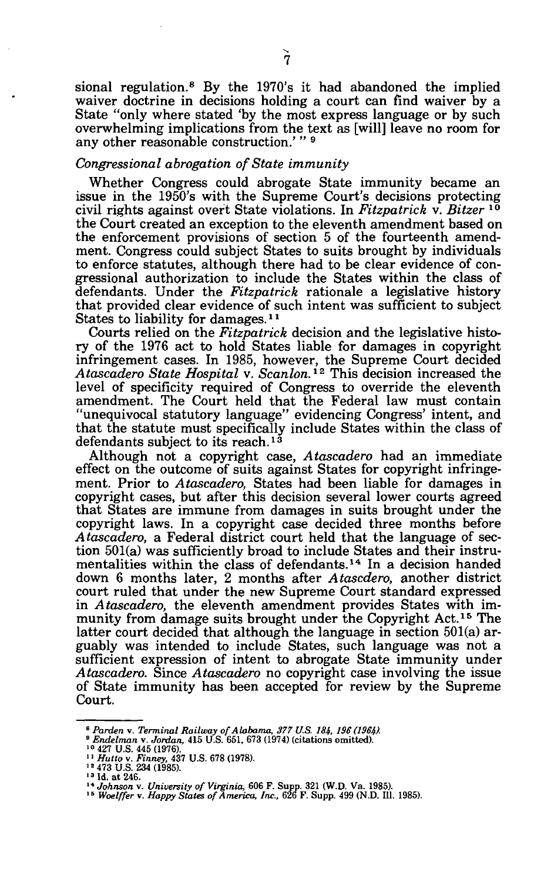sional regulation.[8] By the 1970's it had abandoned the implied waiver doctrine in decisions holding a court can find waiver by a State "only where stated 'by the most express language or by such overwhelming implications from the text as [will] leave no room for any other reasonable construction.'"[9]

*Congressional abrogation of State immunity*

Whether Congress could abrogate State immunity became an issue in the 1950's with the Supreme Court's decisions protecting civil rights against overt State violations. In *Fitzpatrick* v. *Bitzer*[10] the Court created an exception to the eleventh amendment based on the enforcement provisions of section 5 of the fourteenth amendment. Congress could subject States to suits brought by individuals to enforce statutes, although there had to be clear evidence of congressional authorization to include the States within the class of defendants. Under the *Fitzpatrick* rationale a legislative history that provided clear evidence of such intent was sufficient to subject States to liability for damages.[11]

Courts relied on the *Fitzpatrick* decision and the legislative history of the 1976 act to hold States liable for damages in copyright infringement cases. In 1985, however, the Supreme Court decided *Atascadero State Hospital* v. *Scanlon.*[12] This decision increased the level of specificity required of Congress to override the eleventh amendment. The Court held that the Federal law must contain "unequivocal statutory language" evidencing Congress' intent, and that the statute must specifically include States within the class of defendants subject to its reach.[13]

Although not a copyright case, *Atascadero* had an immediate effect on the outcome of suits against States for copyright infringement. Prior to *Atascadero,* States had been liable for damages in copyright cases, but after this decision several lower courts agreed that States are immune from damages in suits brought under the copyright laws. In a copyright case decided three months before *Atascadero,* a Federal district court held that the language of section 501(a) was sufficiently broad to include States and their instrumentalities within the class of defendants.[14] In a decision handed down 6 months later, 2 months after *Atascdero,* another district court ruled that under the new Supreme Court standard expressed in *Atascadero,* the eleventh amendment provides States with immunity from damage suits brought under the Copyright Act.[15] The latter court decided that although the language in section 501(a) arguably was intended to include States, such language was not a sufficient expression of intent to abrogate State immunity under *Atascadero.* Since *Atascadero* no copyright case involving the issue of State immunity has been accepted for review by the Supreme Court.

---

[8] *Parden* v. *Terminal Railway of Alabama, 377 U.S. 184, 196 (1964).*
[9] *Endelman* v. *Jordan,* 415 U.S. 651, 673 (1974) (citations omitted).
[10] 427 U.S. 445 (1976).
[11] *Hutto* v. *Finney,* 437 U.S. 678 (1978).
[12] 473 U.S. 234 (1985).
[13] Id. at 246.
[14] *Johnson* v. *University of Virginia,* 606 F. Supp. 321 (W.D. Va. 1985).
[15] *Woelffer* v. *Happy States of America, Inc.,* 626 F. Supp. 499 (N.D. Ill. 1985).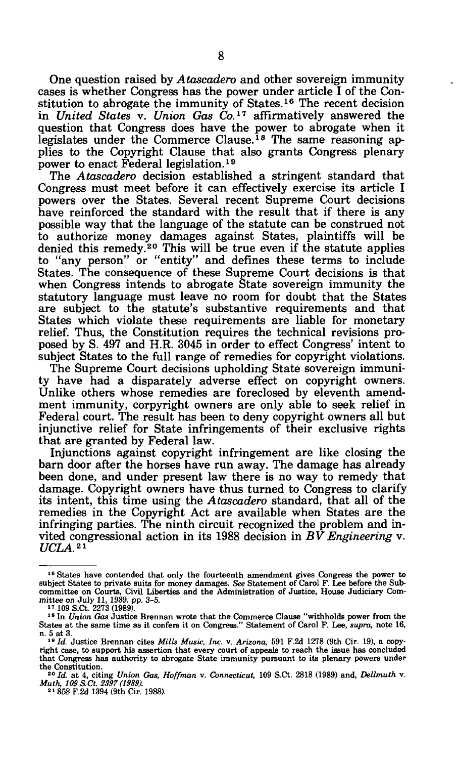One question raised by *Atascadero* and other sovereign immunity cases is whether Congress has the power under article I of the Constitution to abrogate the immunity of States.[16] The recent decision in *United States* v. *Union Gas Co.*[17] affirmatively answered the question that Congress does have the power to abrogate when it legislates under the Commerce Clause.[18] The same reasoning applies to the Copyright Clause that also grants Congress plenary power to enact Federal legislation.[19]

The *Atascadero* decision established a stringent standard that Congress must meet before it can effectively exercise its article I powers over the States. Several recent Supreme Court decisions have reinforced the standard with the result that if there is any possible way that the language of the statute can be construed not to authorize money damages against States, plaintiffs will be denied this remedy.[20] This will be true even if the statute applies to "any person" or "entity" and defines these terms to include States. The consequence of these Supreme Court decisions is that when Congress intends to abrogate State sovereign immunity the statutory language must leave no room for doubt that the States are subject to the statute's substantive requirements and that States which violate these requirements are liable for monetary relief. Thus, the Constitution requires the technical revisions proposed by S. 497 and H.R. 3045 in order to effect Congress' intent to subject States to the full range of remedies for copyright violations.

The Supreme Court decisions upholding State sovereign immunity have had a disparately adverse effect on copyright owners. Unlike others whose remedies are foreclosed by eleventh amendment immunity, corpyright owners are only able to seek relief in Federal court. The result has been to deny copyright owners all but injunctive relief for State infringements of their exclusive rights that are granted by Federal law.

Injunctions against copyright infringement are like closing the barn door after the horses have run away. The damage has already been done, and under present law there is no way to remedy that damage. Copyright owners have thus turned to Congress to clarify its intent, this time using the *Atascadero* standard, that all of the remedies in the Copyright Act are available when States are the infringing parties. The ninth circuit recognized the problem and invited congressional action in its 1988 decision in *BV Engineering* v. *UCLA*.[21]

---

[16] States have contended that only the fourteenth amendment gives Congress the power to subject States to private suits for money damages. *See* Statement of Carol F. Lee before the Subcommittee on Courts, Civil Liberties and the Administration of Justice, House Judiciary Committee on July 11, 1989. pp. 3–5.

[17] 109 S.Ct. 2273 (1989).

[18] In *Union Gas* Justice Brennan wrote that the Commerce Clause "withholds power from the States at the same time as it confers it on Congress." Statement of Carol F. Lee, *supra*, note 16, n. 5 at 3.

[19] *Id.* Justice Brennan cites *Mills Music, Inc.* v. *Arizona*, 591 F.2d 1278 (9th Cir. 19), a copyright case, to support his assertion that every court of appeals to reach the issue has concluded that Congress has authority to abrogate State immunity pursuant to its plenary powers under the Constitution.

[20] *Id.* at 4, citing *Union Gas, Hoffman* v. *Connecticut*, 109 S.Ct. 2818 (1989) and, *Dellmuth* v. *Muth, 109 S.Ct. 2397 (1989).*

[21] 858 F.2d 1394 (9th Cir. 1988).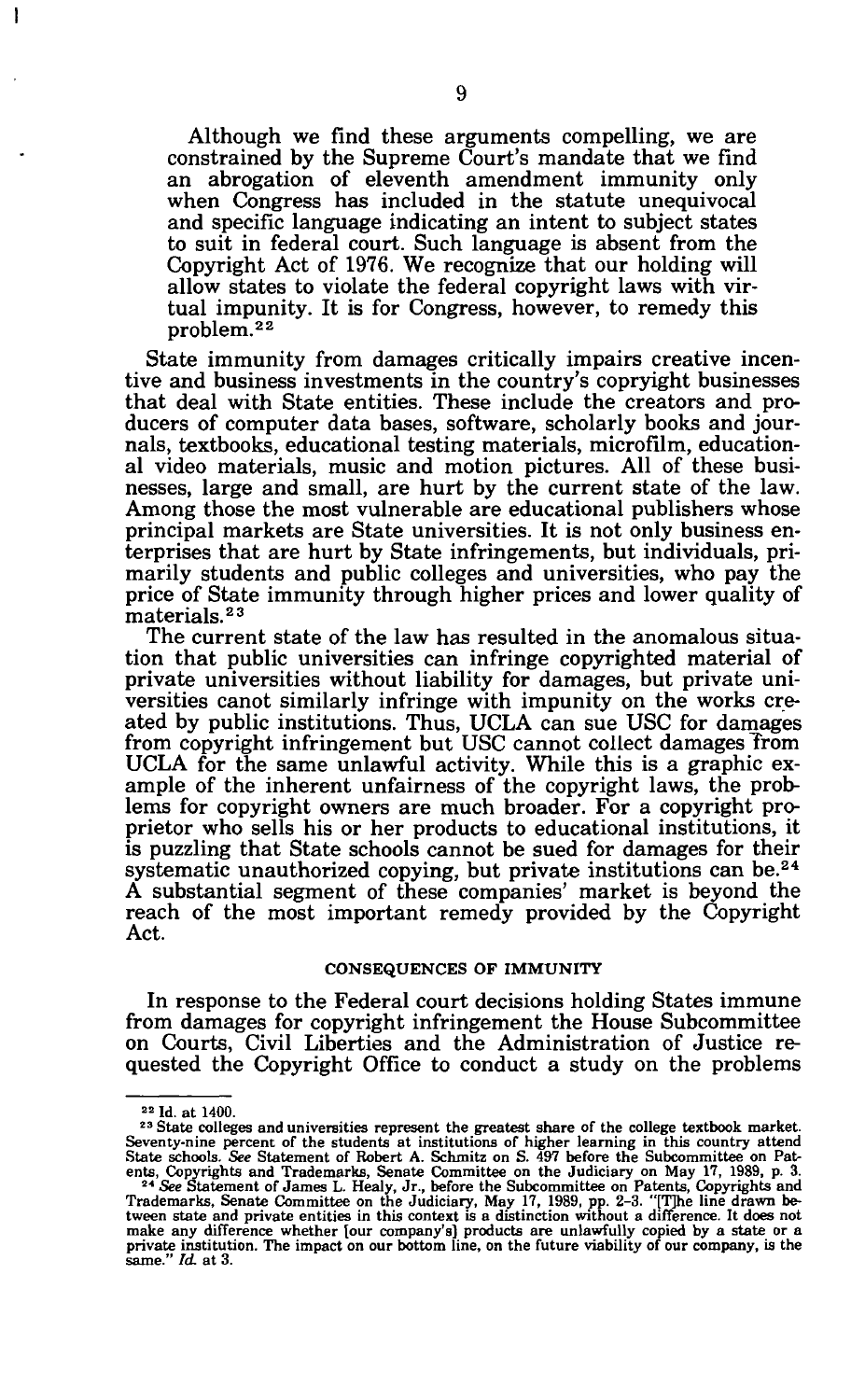> Although we find these arguments compelling, we are constrained by the Supreme Court's mandate that we find an abrogation of eleventh amendment immunity only when Congress has included in the statute unequivocal and specific language indicating an intent to subject states to suit in federal court. Such language is absent from the Copyright Act of 1976. We recognize that our holding will allow states to violate the federal copyright laws with virtual impunity. It is for Congress, however, to remedy this problem.[22]

State immunity from damages critically impairs creative incentive and business investments in the country's copyright businesses that deal with State entities. These include the creators and producers of computer data bases, software, scholarly books and journals, textbooks, educational testing materials, microfilm, educational video materials, music and motion pictures. All of these businesses, large and small, are hurt by the current state of the law. Among those the most vulnerable are educational publishers whose principal markets are State universities. It is not only business enterprises that are hurt by State infringements, but individuals, primarily students and public colleges and universities, who pay the price of State immunity through higher prices and lower quality of materials.[23]

The current state of the law has resulted in the anomalous situation that public universities can infringe copyrighted material of private universities without liability for damages, but private universities canot similarly infringe with impunity on the works created by public institutions. Thus, UCLA can sue USC for damages from copyright infringement but USC cannot collect damages from UCLA for the same unlawful activity. While this is a graphic example of the inherent unfairness of the copyright laws, the problems for copyright owners are much broader. For a copyright proprietor who sells his or her products to educational institutions, it is puzzling that State schools cannot be sued for damages for their systematic unauthorized copying, but private institutions can be.[24] A substantial segment of these companies' market is beyond the reach of the most important remedy provided by the Copyright Act.

## CONSEQUENCES OF IMMUNITY

In response to the Federal court decisions holding States immune from damages for copyright infringement the House Subcommittee on Courts, Civil Liberties and the Administration of Justice requested the Copyright Office to conduct a study on the problems

---

[22] Id. at 1400.

[23] State colleges and universities represent the greatest share of the college textbook market. Seventy-nine percent of the students at institutions of higher learning in this country attend State schools. *See* Statement of Robert A. Schmitz on S. 497 before the Subcommittee on Patents, Copyrights and Trademarks, Senate Committee on the Judiciary on May 17, 1989, p. 3.

[24] *See* Statement of James L. Healy, Jr., before the Subcommittee on Patents, Copyrights and Trademarks, Senate Committee on the Judiciary, May 17, 1989, pp. 2–3. "[T]he line drawn between state and private entities in this context is a distinction without a difference. It does not make any difference whether [our company's] products are unlawfully copied by a state or a private institution. The impact on our bottom line, on the future viability of our company, is the same." *Id.* at 3.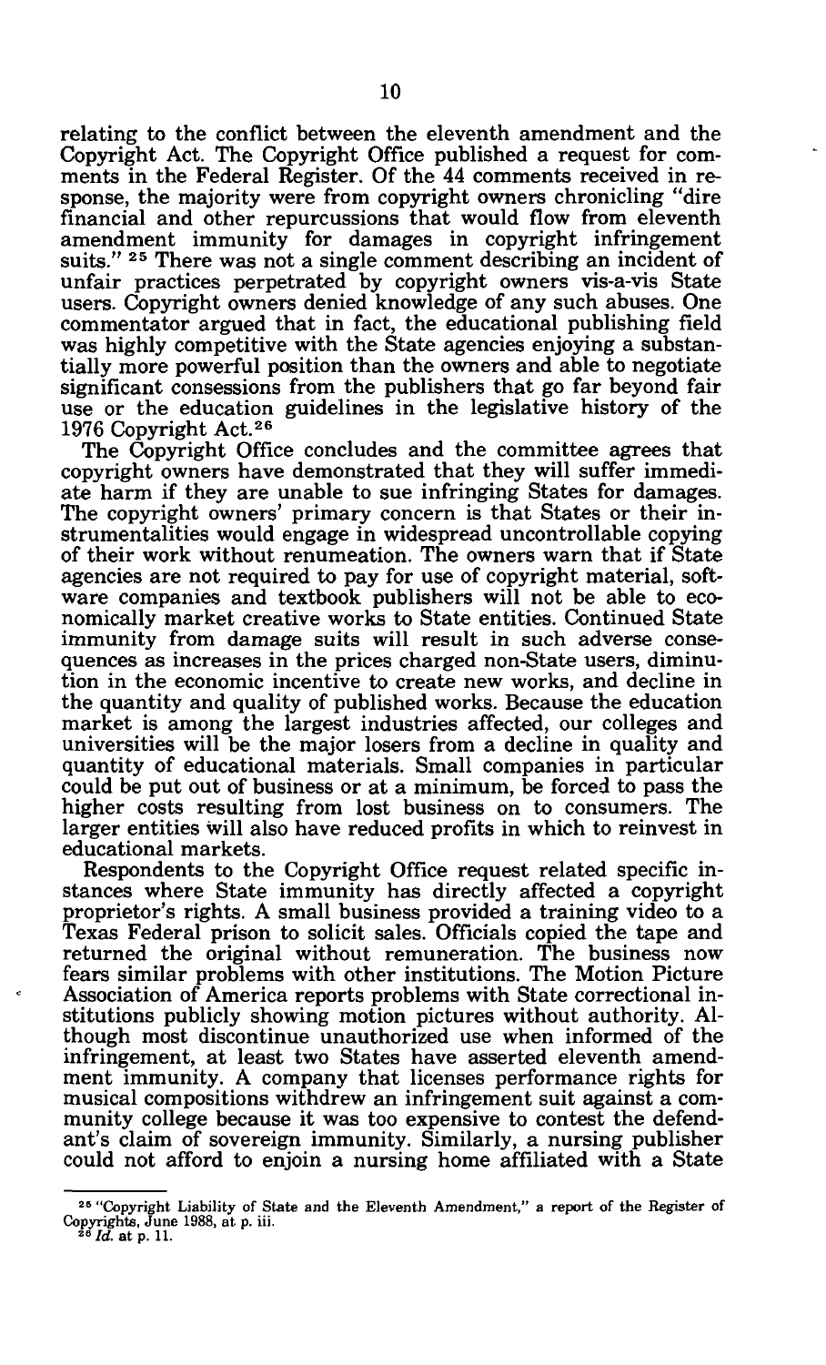relating to the conflict between the eleventh amendment and the Copyright Act. The Copyright Office published a request for comments in the Federal Register. Of the 44 comments received in response, the majority were from copyright owners chronicling "dire financial and other repurcussions that would flow from eleventh amendment immunity for damages in copyright infringement suits." [25] There was not a single comment describing an incident of unfair practices perpetrated by copyright owners vis-a-vis State users. Copyright owners denied knowledge of any such abuses. One commentator argued that in fact, the educational publishing field was highly competitive with the State agencies enjoying a substantially more powerful position than the owners and able to negotiate significant concessions from the publishers that go far beyond fair use or the education guidelines in the legislative history of the 1976 Copyright Act.[26]

The Copyright Office concludes and the committee agrees that copyright owners have demonstrated that they will suffer immediate harm if they are unable to sue infringing States for damages. The copyright owners' primary concern is that States or their instrumentalities would engage in widespread uncontrollable copying of their work without renumeation. The owners warn that if State agencies are not required to pay for use of copyright material, software companies and textbook publishers will not be able to economically market creative works to State entities. Continued State immunity from damage suits will result in such adverse consequences as increases in the prices charged non-State users, diminution in the economic incentive to create new works, and decline in the quantity and quality of published works. Because the education market is among the largest industries affected, our colleges and universities will be the major losers from a decline in quality and quantity of educational materials. Small companies in particular could be put out of business or at a minimum, be forced to pass the higher costs resulting from lost business on to consumers. The larger entities will also have reduced profits in which to reinvest in educational markets.

Respondents to the Copyright Office request related specific instances where State immunity has directly affected a copyright proprietor's rights. A small business provided a training video to a Texas Federal prison to solicit sales. Officials copied the tape and returned the original without remuneration. The business now fears similar problems with other institutions. The Motion Picture Association of America reports problems with State correctional institutions publicly showing motion pictures without authority. Although most discontinue unauthorized use when informed of the infringement, at least two States have asserted eleventh amendment immunity. A company that licenses performance rights for musical compositions withdrew an infringement suit against a community college because it was too expensive to contest the defendant's claim of sovereign immunity. Similarly, a nursing publisher could not afford to enjoin a nursing home affiliated with a State

---

[25] "Copyright Liability of State and the Eleventh Amendment," a report of the Register of Copyrights, June 1988, at p. iii.

[26] *Id.* at p. 11.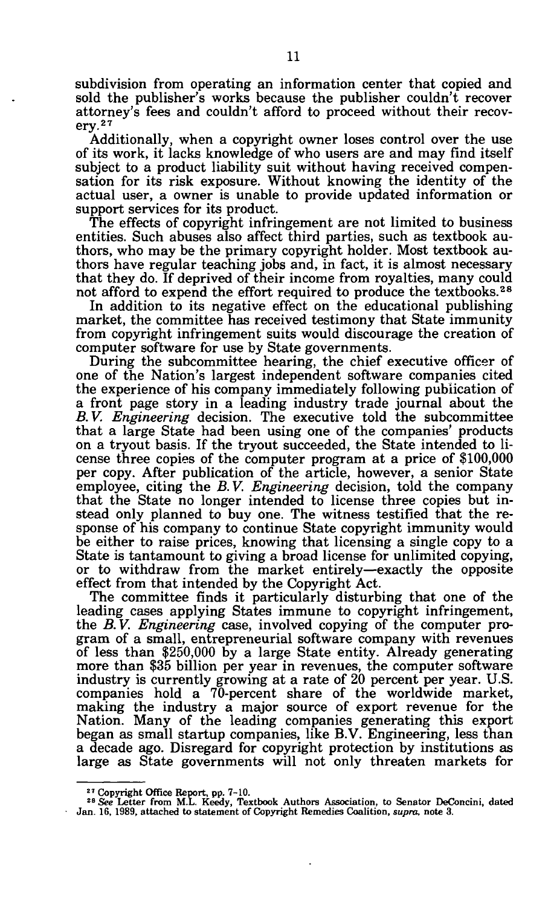subdivision from operating an information center that copied and sold the publisher's works because the publisher couldn't recover attorney's fees and couldn't afford to proceed without their recovery.[27]

Additionally, when a copyright owner loses control over the use of its work, it lacks knowledge of who users are and may find itself subject to a product liability suit without having received compensation for its risk exposure. Without knowing the identity of the actual user, a owner is unable to provide updated information or support services for its product.

The effects of copyright infringement are not limited to business entities. Such abuses also affect third parties, such as textbook authors, who may be the primary copyright holder. Most textbook authors have regular teaching jobs and, in fact, it is almost necessary that they do. If deprived of their income from royalties, many could not afford to expend the effort required to produce the textbooks.[28]

In addition to its negative effect on the educational publishing market, the committee has received testimony that State immunity from copyright infringement suits would discourage the creation of computer software for use by State governments.

During the subcommittee hearing, the chief executive officer of one of the Nation's largest independent software companies cited the experience of his company immediately following publication of a front page story in a leading industry trade journal about the *B.V. Engineering* decision. The executive told the subcommittee that a large State had been using one of the companies' products on a tryout basis. If the tryout succeeded, the State intended to license three copies of the computer program at a price of $100,000 per copy. After publication of the article, however, a senior State employee, citing the *B.V. Engineering* decision, told the company that the State no longer intended to license three copies but instead only planned to buy one. The witness testified that the response of his company to continue State copyright immunity would be either to raise prices, knowing that licensing a single copy to a State is tantamount to giving a broad license for unlimited copying, or to withdraw from the market entirely—exactly the opposite effect from that intended by the Copyright Act.

The committee finds it particularly disturbing that one of the leading cases applying States immune to copyright infringement, the *B.V. Engineering* case, involved copying of the computer program of a small, entrepreneurial software company with revenues of less than $250,000 by a large State entity. Already generating more than $35 billion per year in revenues, the computer software industry is currently growing at a rate of 20 percent per year. U.S. companies hold a 70-percent share of the worldwide market, making the industry a major source of export revenue for the Nation. Many of the leading companies generating this export began as small startup companies, like B.V. Engineering, less than a decade ago. Disregard for copyright protection by institutions as large as State governments will not only threaten markets for

---

[27] Copyright Office Report, pp. 7–10.

[28] *See* Letter from M.L. Keedy, Textbook Authors Association, to Senator DeConcini, dated Jan. 16, 1989, attached to statement of Copyright Remedies Coalition, *supra*, note 3.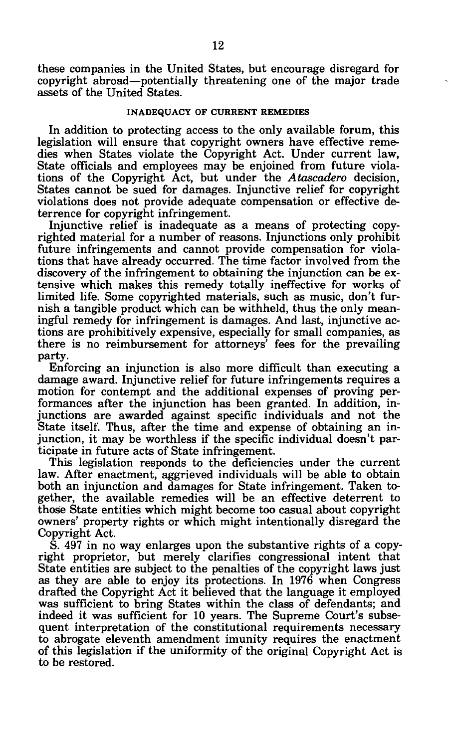these companies in the United States, but encourage disregard for copyright abroad—potentially threatening one of the major trade assets of the United States.

## INADEQUACY OF CURRENT REMEDIES

In addition to protecting access to the only available forum, this legislation will ensure that copyright owners have effective remedies when States violate the Copyright Act. Under current law, State officials and employees may be enjoined from future violations of the Copyright Act, but under the *Atascadero* decision, States cannot be sued for damages. Injunctive relief for copyright violations does not provide adequate compensation or effective deterrence for copyright infringement.

Injunctive relief is inadequate as a means of protecting copyrighted material for a number of reasons. Injunctions only prohibit future infringements and cannot provide compensation for violations that have already occurred. The time factor involved from the discovery of the infringement to obtaining the injunction can be extensive which makes this remedy totally ineffective for works of limited life. Some copyrighted materials, such as music, don't furnish a tangible product which can be withheld, thus the only meaningful remedy for infringement is damages. And last, injunctive actions are prohibitively expensive, especially for small companies, as there is no reimbursement for attorneys' fees for the prevailing party.

Enforcing an injunction is also more difficult than executing a damage award. Injunctive relief for future infringements requires a motion for contempt and the additional expenses of proving performances after the injunction has been granted. In addition, injunctions are awarded against specific individuals and not the State itself. Thus, after the time and expense of obtaining an injunction, it may be worthless if the specific individual doesn't participate in future acts of State infringement.

This legislation responds to the deficiencies under the current law. After enactment, aggrieved individuals will be able to obtain both an injunction and damages for State infringement. Taken together, the available remedies will be an effective deterrent to those State entities which might become too casual about copyright owners' property rights or which might intentionally disregard the Copyright Act.

S. 497 in no way enlarges upon the substantive rights of a copyright proprietor, but merely clarifies congressional intent that State entities are subject to the penalties of the copyright laws just as they are able to enjoy its protections. In 1976 when Congress drafted the Copyright Act it believed that the language it employed was sufficient to bring States within the class of defendants; and indeed it was sufficient for 10 years. The Supreme Court's subsequent interpretation of the constitutional requirements necessary to abrogate eleventh amendment imunity requires the enactment of this legislation if the uniformity of the original Copyright Act is to be restored.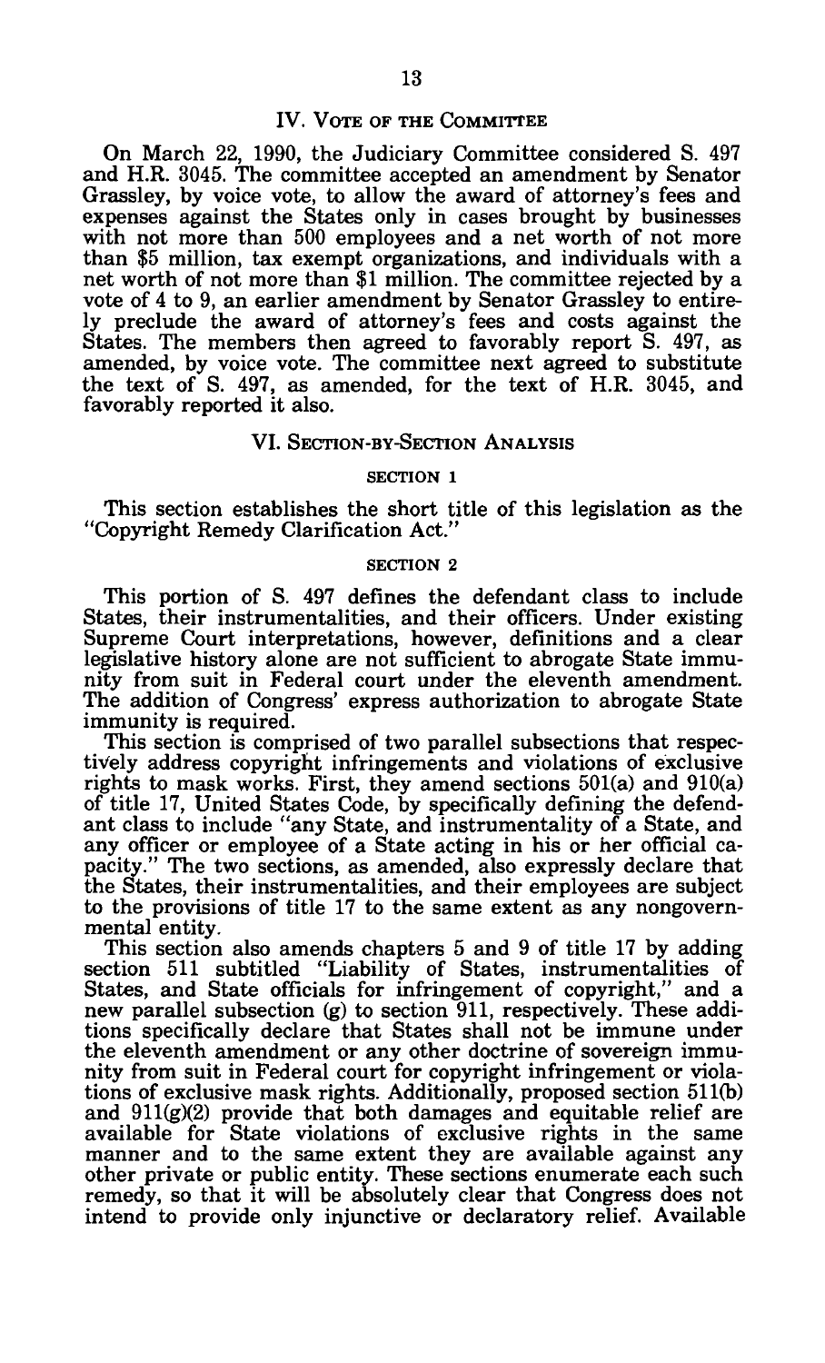## IV. Vote of the Committee

On March 22, 1990, the Judiciary Committee considered S. 497 and H.R. 3045. The committee accepted an amendment by Senator Grassley, by voice vote, to allow the award of attorney's fees and expenses against the States only in cases brought by businesses with not more than 500 employees and a net worth of not more than $5 million, tax exempt organizations, and individuals with a net worth of not more than $1 million. The committee rejected by a vote of 4 to 9, an earlier amendment by Senator Grassley to entirely preclude the award of attorney's fees and costs against the States. The members then agreed to favorably report S. 497, as amended, by voice vote. The committee next agreed to substitute the text of S. 497, as amended, for the text of H.R. 3045, and favorably reported it also.

## VI. Section-by-Section Analysis

### Section 1

This section establishes the short title of this legislation as the "Copyright Remedy Clarification Act."

### Section 2

This portion of S. 497 defines the defendant class to include States, their instrumentalities, and their officers. Under existing Supreme Court interpretations, however, definitions and a clear legislative history alone are not sufficient to abrogate State immunity from suit in Federal court under the eleventh amendment. The addition of Congress' express authorization to abrogate State immunity is required.

This section is comprised of two parallel subsections that respectively address copyright infringements and violations of exclusive rights to mask works. First, they amend sections 501(a) and 910(a) of title 17, United States Code, by specifically defining the defendant class to include "any State, and instrumentality of a State, and any officer or employee of a State acting in his or her official capacity." The two sections, as amended, also expressly declare that the States, their instrumentalities, and their employees are subject to the provisions of title 17 to the same extent as any nongovernmental entity.

This section also amends chapters 5 and 9 of title 17 by adding section 511 subtitled "Liability of States, instrumentalities of States, and State officials for infringement of copyright," and a new parallel subsection (g) to section 911, respectively. These additions specifically declare that States shall not be immune under the eleventh amendment or any other doctrine of sovereign immunity from suit in Federal court for copyright infringement or violations of exclusive mask rights. Additionally, proposed section 511(b) and 911(g)(2) provide that both damages and equitable relief are available for State violations of exclusive rights in the same manner and to the same extent they are available against any other private or public entity. These sections enumerate each such remedy, so that it will be absolutely clear that Congress does not intend to provide only injunctive or declaratory relief. Available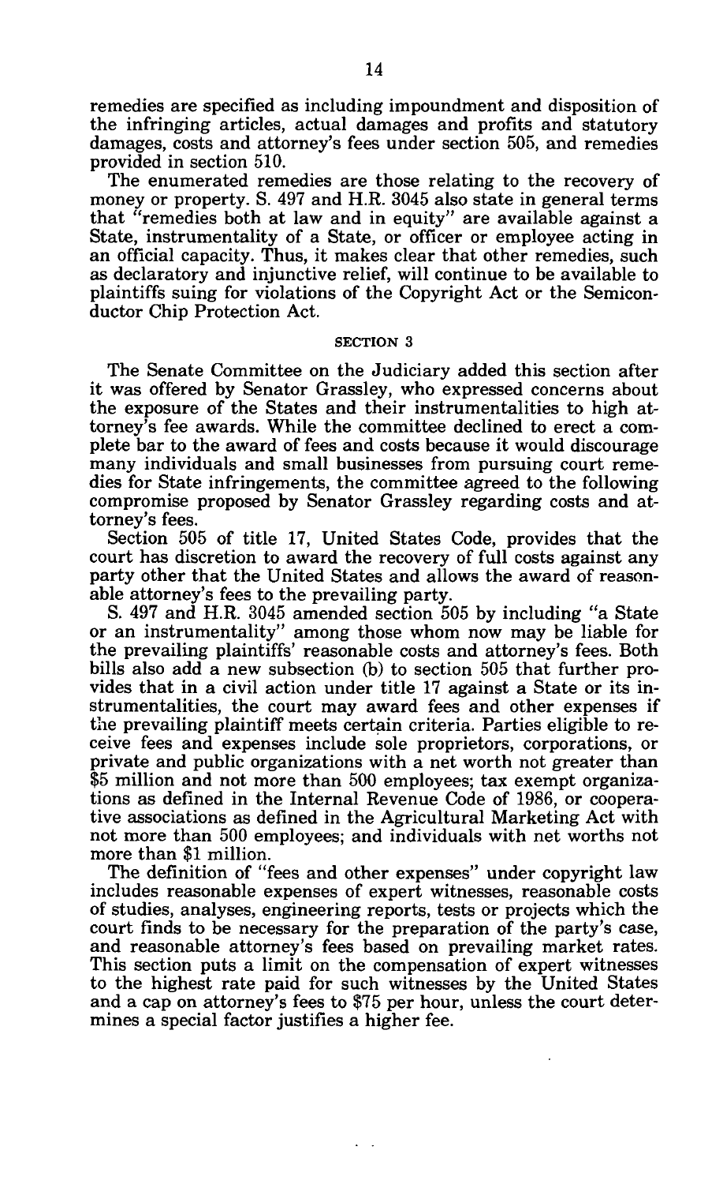remedies are specified as including impoundment and disposition of the infringing articles, actual damages and profits and statutory damages, costs and attorney's fees under section 505, and remedies provided in section 510.

The enumerated remedies are those relating to the recovery of money or property. S. 497 and H.R. 3045 also state in general terms that "remedies both at law and in equity" are available against a State, instrumentality of a State, or officer or employee acting in an official capacity. Thus, it makes clear that other remedies, such as declaratory and injunctive relief, will continue to be available to plaintiffs suing for violations of the Copyright Act or the Semiconductor Chip Protection Act.

## SECTION 3

The Senate Committee on the Judiciary added this section after it was offered by Senator Grassley, who expressed concerns about the exposure of the States and their instrumentalities to high attorney's fee awards. While the committee declined to erect a complete bar to the award of fees and costs because it would discourage many individuals and small businesses from pursuing court remedies for State infringements, the committee agreed to the following compromise proposed by Senator Grassley regarding costs and attorney's fees.

Section 505 of title 17, United States Code, provides that the court has discretion to award the recovery of full costs against any party other that the United States and allows the award of reasonable attorney's fees to the prevailing party.

S. 497 and H.R. 3045 amended section 505 by including "a State or an instrumentality" among those whom now may be liable for the prevailing plaintiffs' reasonable costs and attorney's fees. Both bills also add a new subsection (b) to section 505 that further provides that in a civil action under title 17 against a State or its instrumentalities, the court may award fees and other expenses if the prevailing plaintiff meets certain criteria. Parties eligible to receive fees and expenses include sole proprietors, corporations, or private and public organizations with a net worth not greater than $5 million and not more than 500 employees; tax exempt organizations as defined in the Internal Revenue Code of 1986, or cooperative associations as defined in the Agricultural Marketing Act with not more than 500 employees; and individuals with net worths not more than $1 million.

The definition of "fees and other expenses" under copyright law includes reasonable expenses of expert witnesses, reasonable costs of studies, analyses, engineering reports, tests or projects which the court finds to be necessary for the preparation of the party's case, and reasonable attorney's fees based on prevailing market rates. This section puts a limit on the compensation of expert witnesses to the highest rate paid for such witnesses by the United States and a cap on attorney's fees to $75 per hour, unless the court determines a special factor justifies a higher fee.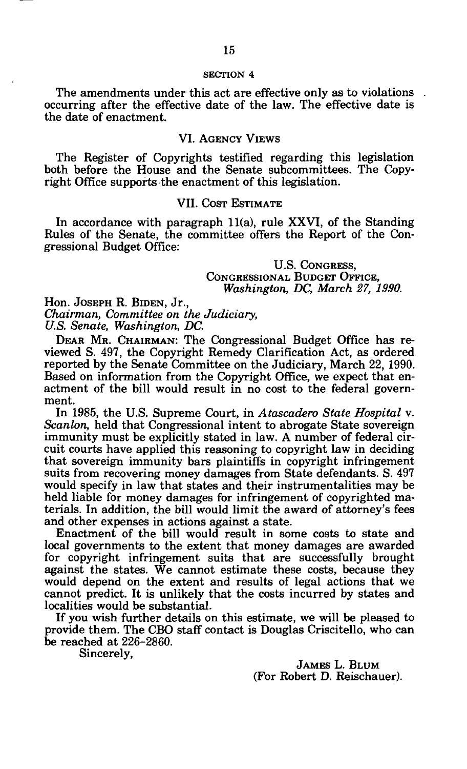#### SECTION 4

The amendments under this act are effective only as to violations occurring after the effective date of the law. The effective date is the date of enactment.

## VI. AGENCY VIEWS

The Register of Copyrights testified regarding this legislation both before the House and the Senate subcommittees. The Copyright Office supports the enactment of this legislation.

## VII. COST ESTIMATE

In accordance with paragraph 11(a), rule XXVI, of the Standing Rules of the Senate, the committee offers the Report of the Congressional Budget Office:

U.S. CONGRESS,
CONGRESSIONAL BUDGET OFFICE,
*Washington, DC, March 27, 1990.*

Hon. JOSEPH R. BIDEN, Jr.,
*Chairman, Committee on the Judiciary,*
*U.S. Senate, Washington, DC.*

DEAR MR. CHAIRMAN: The Congressional Budget Office has reviewed S. 497, the Copyright Remedy Clarification Act, as ordered reported by the Senate Committee on the Judiciary, March 22, 1990. Based on information from the Copyright Office, we expect that enactment of the bill would result in no cost to the federal government.

In 1985, the U.S. Supreme Court, in *Atascadero State Hospital* v. *Scanlon,* held that Congressional intent to abrogate State sovereign immunity must be explicitly stated in law. A number of federal circuit courts have applied this reasoning to copyright law in deciding that sovereign immunity bars plaintiffs in copyright infringement suits from recovering money damages from State defendants. S. 497 would specify in law that states and their instrumentalities may be held liable for money damages for infringement of copyrighted materials. In addition, the bill would limit the award of attorney's fees and other expenses in actions against a state.

Enactment of the bill would result in some costs to state and local governments to the extent that money damages are awarded for copyright infringement suits that are successfully brought against the states. We cannot estimate these costs, because they would depend on the extent and results of legal actions that we cannot predict. It is unlikely that the costs incurred by states and localities would be substantial.

If you wish further details on this estimate, we will be pleased to provide them. The CBO staff contact is Douglas Criscitello, who can be reached at 226-2860.

Sincerely,

JAMES L. BLUM
(For Robert D. Reischauer).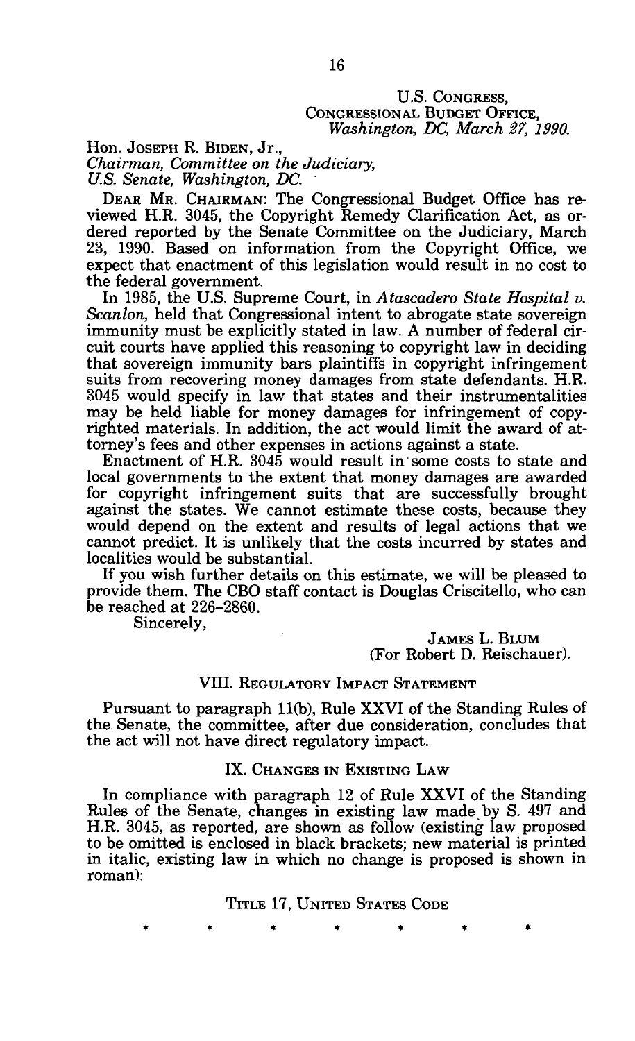U.S. CONGRESS,
CONGRESSIONAL BUDGET OFFICE,
*Washington, DC, March 27, 1990.*

Hon. JOSEPH R. BIDEN, Jr.,
*Chairman, Committee on the Judiciary,*
*U.S. Senate, Washington, DC.*

DEAR MR. CHAIRMAN: The Congressional Budget Office has reviewed H.R. 3045, the Copyright Remedy Clarification Act, as ordered reported by the Senate Committee on the Judiciary, March 23, 1990. Based on information from the Copyright Office, we expect that enactment of this legislation would result in no cost to the federal government.

In 1985, the U.S. Supreme Court, in *Atascadero State Hospital v. Scanlon,* held that Congressional intent to abrogate state sovereign immunity must be explicitly stated in law. A number of federal circuit courts have applied this reasoning to copyright law in deciding that sovereign immunity bars plaintiffs in copyright infringement suits from recovering money damages from state defendants. H.R. 3045 would specify in law that states and their instrumentalities may be held liable for money damages for infringement of copyrighted materials. In addition, the act would limit the award of attorney's fees and other expenses in actions against a state.

Enactment of H.R. 3045 would result in some costs to state and local governments to the extent that money damages are awarded for copyright infringement suits that are successfully brought against the states. We cannot estimate these costs, because they would depend on the extent and results of legal actions that we cannot predict. It is unlikely that the costs incurred by states and localities would be substantial.

If you wish further details on this estimate, we will be pleased to provide them. The CBO staff contact is Douglas Criscitello, who can be reached at 226-2860.

Sincerely,

JAMES L. BLUM
(For Robert D. Reischauer).

## VIII. REGULATORY IMPACT STATEMENT

Pursuant to paragraph 11(b), Rule XXVI of the Standing Rules of the Senate, the committee, after due consideration, concludes that the act will not have direct regulatory impact.

## IX. CHANGES IN EXISTING LAW

In compliance with paragraph 12 of Rule XXVI of the Standing Rules of the Senate, changes in existing law made by S. 497 and H.R. 3045, as reported, are shown as follow (existing law proposed to be omitted is enclosed in black brackets; new material is printed in italic, existing law in which no change is proposed is shown in roman):

### TITLE 17, UNITED STATES CODE

\* \* \* \* \* \* \*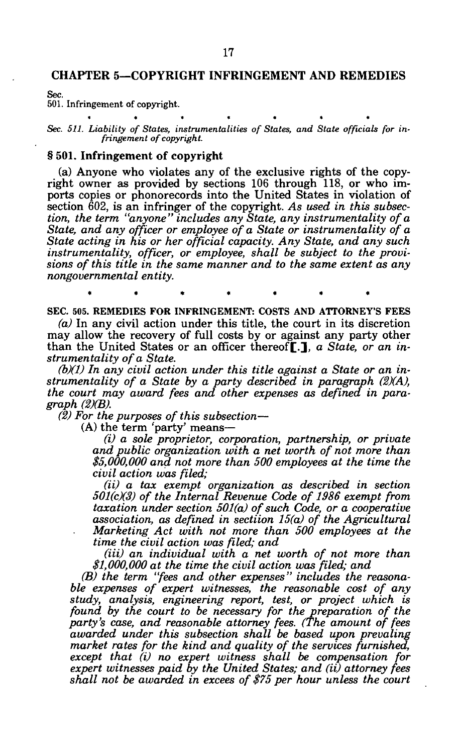## CHAPTER 5—COPYRIGHT INFRINGEMENT AND REMEDIES

Sec.
501. Infringement of copyright.

\* \* \* \* \* \* \*

*Sec. 511. Liability of States, instrumentalities of States, and State officials for infringement of copyright.*

### § 501. Infringement of copyright

(a) Anyone who violates any of the exclusive rights of the copyright owner as provided by sections 106 through 118, or who imports copies or phonorecords into the United States in violation of section 602, is an infringer of the copyright. *As used in this subsection, the term "anyone" includes any State, any instrumentality of a State, and any officer or employee of a State or instrumentality of a State acting in his or her official capacity. Any State, and any such instrumentality, officer, or employee, shall be subject to the provisions of this title in the same manner and to the same extent as any nongovernmental entity.*

\* \* \* \* \* \* \*

**SEC. 505. REMEDIES FOR INFRINGEMENT: COSTS AND ATTORNEY'S FEES**

*(a)* In any civil action under this title, the court in its discretion may allow the recovery of full costs by or against any party other than the United States or an officer thereof**[.]**, *a State, or an instrumentality of a State.*

*(b)(1) In any civil action under this title against a State or an instrumentality of a State by a party described in paragraph (2)(A), the court may award fees and other expenses as defined in paragraph (2)(B).*

*(2) For the purposes of this subsection—*

(A) the term 'party' means—

*(i) a sole proprietor, corporation, partnership, or private and public organization with a net worth of not more than $5,000,000 and not more than 500 employees at the time the civil action was filed;*

*(ii) a tax exempt organization as described in section 501(c)(3) of the Internal Revenue Code of 1986 exempt from taxation under section 501(a) of such Code, or a cooperative association, as defined in sectiion 15(a) of the Agricultural Marketing Act with not more than 500 employees at the time the civil action was filed; and*

*(iii) an individual with a net worth of not more than $1,000,000 at the time the civil action was filed; and*

*(B) the term "fees and other expenses" includes the reasonable expenses of expert witnesses, the reasonable cost of any study, analysis, engineering report, test, or project which is found by the court to be necessary for the preparation of the party's case, and reasonable attorney fees. (The amount of fees awarded under this subsection shall be based upon prevailing market rates for the kind and quality of the services furnished, except that (i) no expert witness shall be compensation for expert witnesses paid by the United States; and (ii) attorney fees shall not be awarded in excees of $75 per hour unless the court*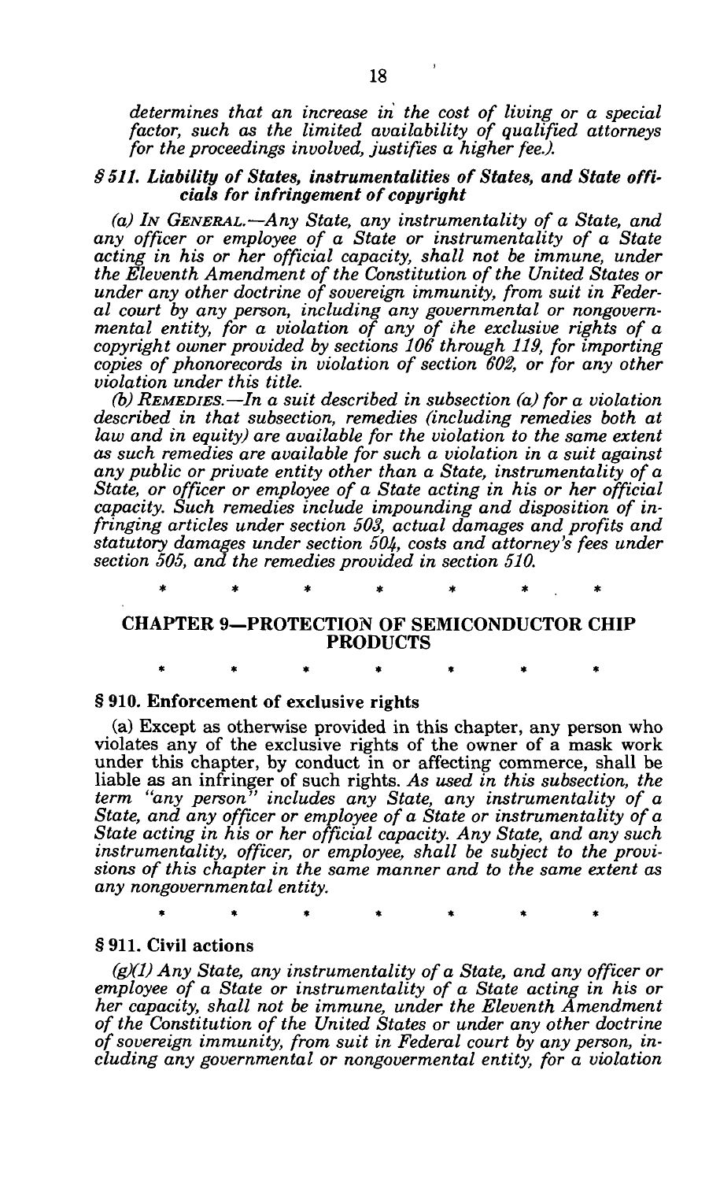*determines that an increase in the cost of living or a special factor, such as the limited availability of qualified attorneys for the proceedings involved, justifies a higher fee.).*

### *§ 511. Liability of States, instrumentalities of States, and State officials for infringement of copyright*

*(a) IN GENERAL.—Any State, any instrumentality of a State, and any officer or employee of a State or instrumentality of a State acting in his or her official capacity, shall not be immune, under the Eleventh Amendment of the Constitution of the United States or under any other doctrine of sovereign immunity, from suit in Federal court by any person, including any governmental or nongovernmental entity, for a violation of any of the exclusive rights of a copyright owner provided by sections 106 through 119, for importing copies of phonorecords in violation of section 602, or for any other violation under this title.*

*(b) REMEDIES.—In a suit described in subsection (a) for a violation described in that subsection, remedies (including remedies both at law and in equity) are available for the violation to the same extent as such remedies are available for such a violation in a suit against any public or private entity other than a State, instrumentality of a State, or officer or employee of a State acting in his or her official capacity. Such remedies include impounding and disposition of infringing articles under section 503, actual damages and profits and statutory damages under section 504, costs and attorney's fees under section 505, and the remedies provided in section 510.*

\* \* \* \* \* \* \*

## CHAPTER 9—PROTECTION OF SEMICONDUCTOR CHIP PRODUCTS

\* \* \* \* \* \* \*

### § 910. Enforcement of exclusive rights

(a) Except as otherwise provided in this chapter, any person who violates any of the exclusive rights of the owner of a mask work under this chapter, by conduct in or affecting commerce, shall be liable as an infringer of such rights. *As used in this subsection, the term "any person" includes any State, any instrumentality of a State, and any officer or employee of a State or instrumentality of a State acting in his or her official capacity. Any State, and any such instrumentality, officer, or employee, shall be subject to the provisions of this chapter in the same manner and to the same extent as any nongovernmental entity.*

\* \* \* \* \* \* \*

### § 911. Civil actions

*(g)(1) Any State, any instrumentality of a State, and any officer or employee of a State or instrumentality of a State acting in his or her capacity, shall not be immune, under the Eleventh Amendment of the Constitution of the United States or under any other doctrine of sovereign immunity, from suit in Federal court by any person, including any governmental or nongovermental entity, for a violation*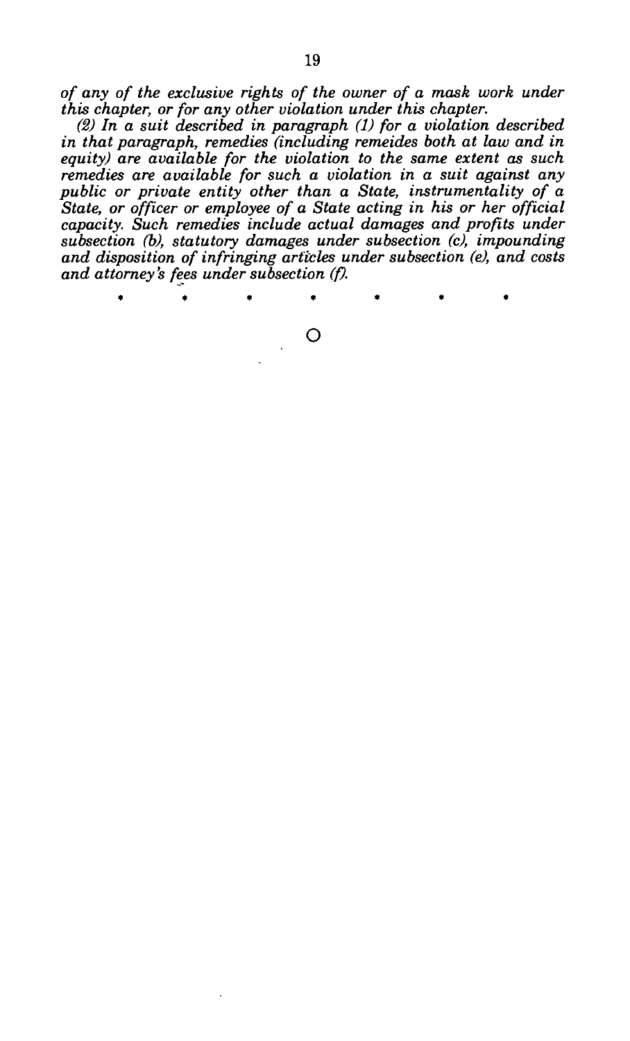*of any of the exclusive rights of the owner of a mask work under this chapter, or for any other violation under this chapter.*

*(2) In a suit described in paragraph (1) for a violation described in that paragraph, remedies (including remeides both at law and in equity) are available for the violation to the same extent as such remedies are available for such a violation in a suit against any public or private entity other than a State, instrumentality of a State, or officer or employee of a State acting in his or her official capacity. Such remedies include actual damages and profits under subsection (b), statutory damages under subsection (c), impounding and disposition of infringing articles under subsection (e), and costs and attorney's fees under subsection (f).*

\* \* \* \* \* \* \*

O